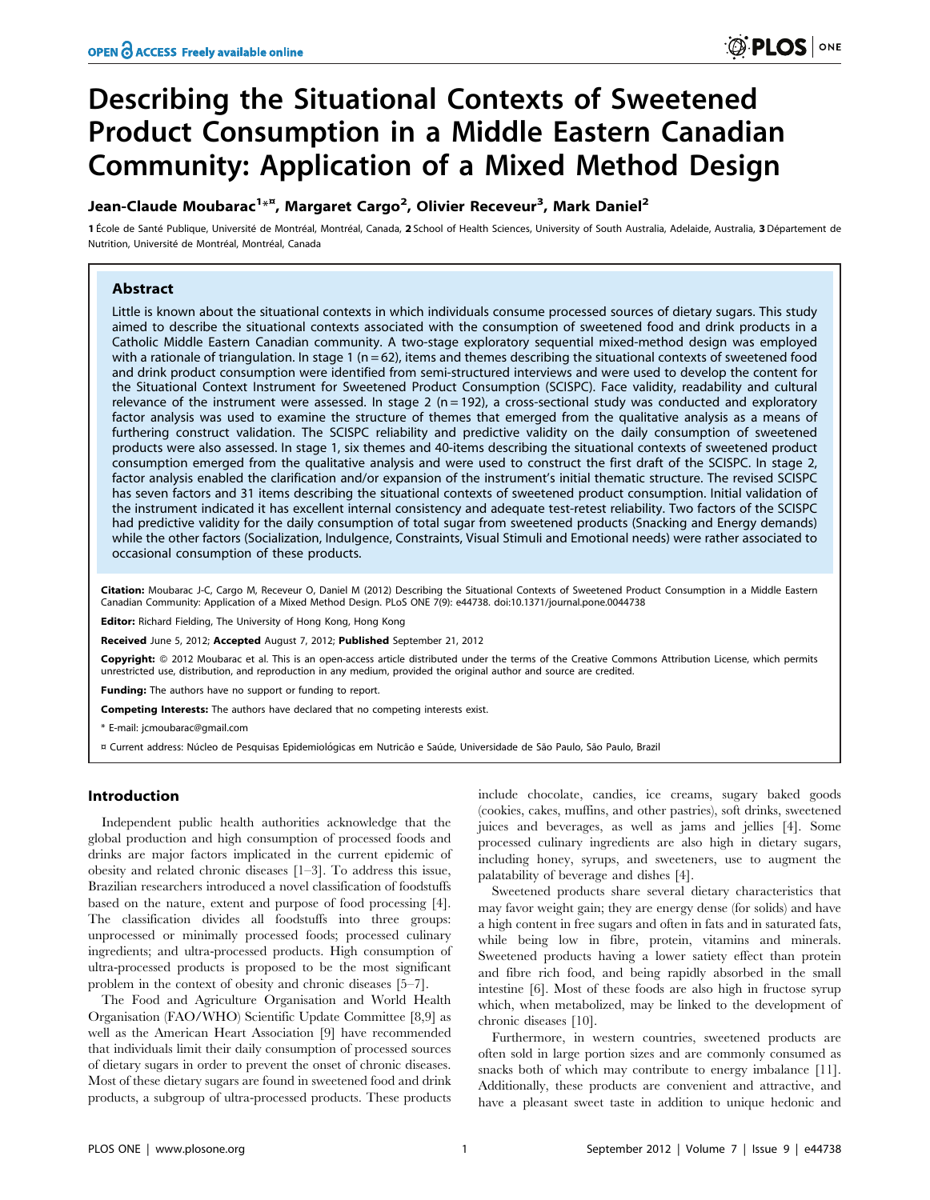# Describing the Situational Contexts of Sweetened Product Consumption in a Middle Eastern Canadian Community: Application of a Mixed Method Design

**Jean-Claude Moubarac[1]*¤, Margaret Cargo[2], Olivier Receveur[3], Mark Daniel[2]**

1 École de Santé Publique, Université de Montréal, Montréal, Canada, 2 School of Health Sciences, University of South Australia, Adelaide, Australia, 3 Département de Nutrition, Université de Montréal, Montréal, Canada

## Abstract

Little is known about the situational contexts in which individuals consume processed sources of dietary sugars. This study aimed to describe the situational contexts associated with the consumption of sweetened food and drink products in a Catholic Middle Eastern Canadian community. A two-stage exploratory sequential mixed-method design was employed with a rationale of triangulation. In stage 1 (n = 62), items and themes describing the situational contexts of sweetened food and drink product consumption were identified from semi-structured interviews and were used to develop the content for the Situational Context Instrument for Sweetened Product Consumption (SCISPC). Face validity, readability and cultural relevance of the instrument were assessed. In stage 2 (n = 192), a cross-sectional study was conducted and exploratory factor analysis was used to examine the structure of themes that emerged from the qualitative analysis as a means of furthering construct validation. The SCISPC reliability and predictive validity on the daily consumption of sweetened products were also assessed. In stage 1, six themes and 40-items describing the situational contexts of sweetened product consumption emerged from the qualitative analysis and were used to construct the first draft of the SCISPC. In stage 2, factor analysis enabled the clarification and/or expansion of the instrument's initial thematic structure. The revised SCISPC has seven factors and 31 items describing the situational contexts of sweetened product consumption. Initial validation of the instrument indicated it has excellent internal consistency and adequate test-retest reliability. Two factors of the SCISPC had predictive validity for the daily consumption of total sugar from sweetened products (Snacking and Energy demands) while the other factors (Socialization, Indulgence, Constraints, Visual Stimuli and Emotional needs) were rather associated to occasional consumption of these products.

**Citation:** Moubarac J-C, Cargo M, Receveur O, Daniel M (2012) Describing the Situational Contexts of Sweetened Product Consumption in a Middle Eastern Canadian Community: Application of a Mixed Method Design. PLoS ONE 7(9): e44738. doi:10.1371/journal.pone.0044738

**Editor:** Richard Fielding, The University of Hong Kong, Hong Kong

**Received** June 5, 2012; **Accepted** August 7, 2012; **Published** September 21, 2012

**Copyright:** © 2012 Moubarac et al. This is an open-access article distributed under the terms of the Creative Commons Attribution License, which permits unrestricted use, distribution, and reproduction in any medium, provided the original author and source are credited.

**Funding:** The authors have no support or funding to report.

**Competing Interests:** The authors have declared that no competing interests exist.

* E-mail: jcmoubarac@gmail.com

¤ Current address: Núcleo de Pesquisas Epidemiológicas em Nutricão e Saúde, Universidade de São Paulo, São Paulo, Brazil

## Introduction

Independent public health authorities acknowledge that the global production and high consumption of processed foods and drinks are major factors implicated in the current epidemic of obesity and related chronic diseases [1–3]. To address this issue, Brazilian researchers introduced a novel classification of foodstuffs based on the nature, extent and purpose of food processing [4]. The classification divides all foodstuffs into three groups: unprocessed or minimally processed foods; processed culinary ingredients; and ultra-processed products. High consumption of ultra-processed products is proposed to be the most significant problem in the context of obesity and chronic diseases [5–7].

The Food and Agriculture Organisation and World Health Organisation (FAO/WHO) Scientific Update Committee [8,9] as well as the American Heart Association [9] have recommended that individuals limit their daily consumption of processed sources of dietary sugars in order to prevent the onset of chronic diseases. Most of these dietary sugars are found in sweetened food and drink products, a subgroup of ultra-processed products. These products include chocolate, candies, ice creams, sugary baked goods (cookies, cakes, muffins, and other pastries), soft drinks, sweetened juices and beverages, as well as jams and jellies [4]. Some processed culinary ingredients are also high in dietary sugars, including honey, syrups, and sweeteners, use to augment the palatability of beverage and dishes [4].

Sweetened products share several dietary characteristics that may favor weight gain; they are energy dense (for solids) and have a high content in free sugars and often in fats and in saturated fats, while being low in fibre, protein, vitamins and minerals. Sweetened products having a lower satiety effect than protein and fibre rich food, and being rapidly absorbed in the small intestine [6]. Most of these foods are also high in fructose syrup which, when metabolized, may be linked to the development of chronic diseases [10].

Furthermore, in western countries, sweetened products are often sold in large portion sizes and are commonly consumed as snacks both of which may contribute to energy imbalance [11]. Additionally, these products are convenient and attractive, and have a pleasant sweet taste in addition to unique hedonic and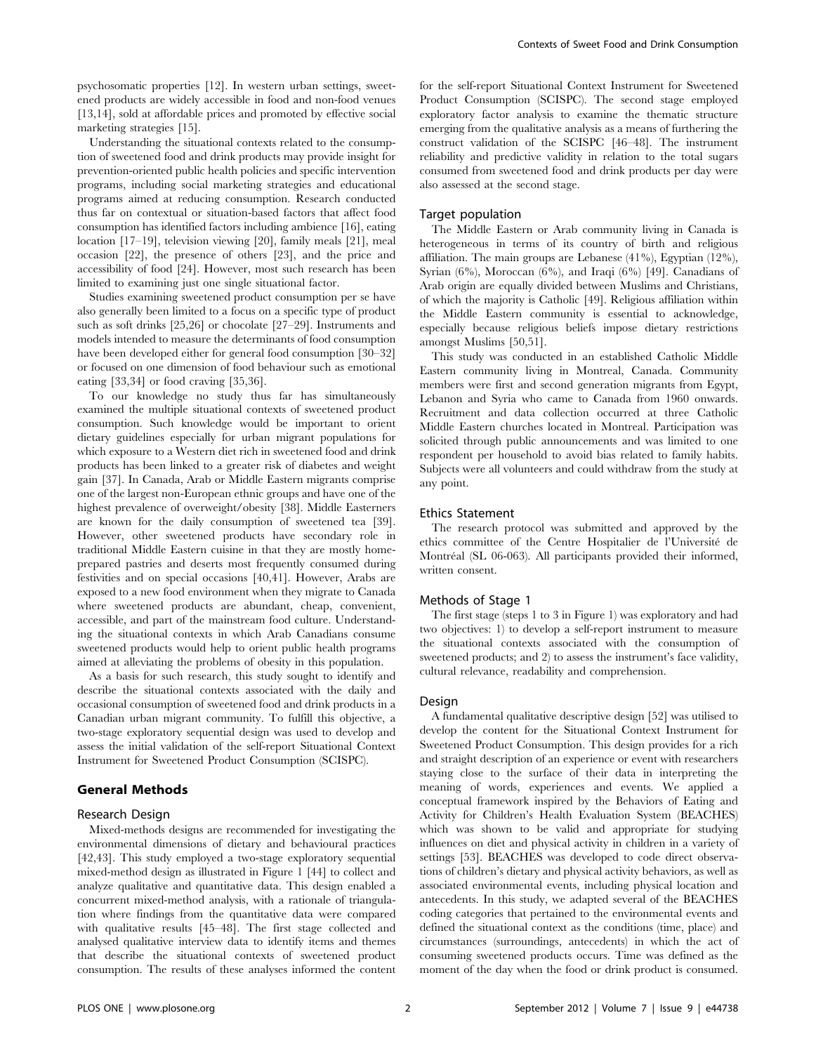psychosomatic properties [12]. In western urban settings, sweetened products are widely accessible in food and non-food venues [13,14], sold at affordable prices and promoted by effective social marketing strategies [15].

Understanding the situational contexts related to the consumption of sweetened food and drink products may provide insight for prevention-oriented public health policies and specific intervention programs, including social marketing strategies and educational programs aimed at reducing consumption. Research conducted thus far on contextual or situation-based factors that affect food consumption has identified factors including ambience [16], eating location [17–19], television viewing [20], family meals [21], meal occasion [22], the presence of others [23], and the price and accessibility of food [24]. However, most such research has been limited to examining just one single situational factor.

Studies examining sweetened product consumption per se have also generally been limited to a focus on a specific type of product such as soft drinks [25,26] or chocolate [27–29]. Instruments and models intended to measure the determinants of food consumption have been developed either for general food consumption [30–32] or focused on one dimension of food behaviour such as emotional eating [33,34] or food craving [35,36].

To our knowledge no study thus far has simultaneously examined the multiple situational contexts of sweetened product consumption. Such knowledge would be important to orient dietary guidelines especially for urban migrant populations for which exposure to a Western diet rich in sweetened food and drink products has been linked to a greater risk of diabetes and weight gain [37]. In Canada, Arab or Middle Eastern migrants comprise one of the largest non-European ethnic groups and have one of the highest prevalence of overweight/obesity [38]. Middle Easterners are known for the daily consumption of sweetened tea [39]. However, other sweetened products have secondary role in traditional Middle Eastern cuisine in that they are mostly home-prepared pastries and deserts most frequently consumed during festivities and on special occasions [40,41]. However, Arabs are exposed to a new food environment when they migrate to Canada where sweetened products are abundant, cheap, convenient, accessible, and part of the mainstream food culture. Understanding the situational contexts in which Arab Canadians consume sweetened products would help to orient public health programs aimed at alleviating the problems of obesity in this population.

As a basis for such research, this study sought to identify and describe the situational contexts associated with the daily and occasional consumption of sweetened food and drink products in a Canadian urban migrant community. To fulfill this objective, a two-stage exploratory sequential design was used to develop and assess the initial validation of the self-report Situational Context Instrument for Sweetened Product Consumption (SCISPC).

## General Methods

### Research Design

Mixed-methods designs are recommended for investigating the environmental dimensions of dietary and behavioural practices [42,43]. This study employed a two-stage exploratory sequential mixed-method design as illustrated in Figure 1 [44] to collect and analyze qualitative and quantitative data. This design enabled a concurrent mixed-method analysis, with a rationale of triangulation where findings from the quantitative data were compared with qualitative results [45–48]. The first stage collected and analysed qualitative interview data to identify items and themes that describe the situational contexts of sweetened product consumption. The results of these analyses informed the content for the self-report Situational Context Instrument for Sweetened Product Consumption (SCISPC). The second stage employed exploratory factor analysis to examine the thematic structure emerging from the qualitative analysis as a means of furthering the construct validation of the SCISPC [46–48]. The instrument reliability and predictive validity in relation to the total sugars consumed from sweetened food and drink products per day were also assessed at the second stage.

### Target population

The Middle Eastern or Arab community living in Canada is heterogeneous in terms of its country of birth and religious affiliation. The main groups are Lebanese (41%), Egyptian (12%), Syrian (6%), Moroccan (6%), and Iraqi (6%) [49]. Canadians of Arab origin are equally divided between Muslims and Christians, of which the majority is Catholic [49]. Religious affiliation within the Middle Eastern community is essential to acknowledge, especially because religious beliefs impose dietary restrictions amongst Muslims [50,51].

This study was conducted in an established Catholic Middle Eastern community living in Montreal, Canada. Community members were first and second generation migrants from Egypt, Lebanon and Syria who came to Canada from 1960 onwards. Recruitment and data collection occurred at three Catholic Middle Eastern churches located in Montreal. Participation was solicited through public announcements and was limited to one respondent per household to avoid bias related to family habits. Subjects were all volunteers and could withdraw from the study at any point.

### Ethics Statement

The research protocol was submitted and approved by the ethics committee of the Centre Hospitalier de l'Université de Montréal (SL 06-063). All participants provided their informed, written consent.

### Methods of Stage 1

The first stage (steps 1 to 3 in Figure 1) was exploratory and had two objectives: 1) to develop a self-report instrument to measure the situational contexts associated with the consumption of sweetened products; and 2) to assess the instrument's face validity, cultural relevance, readability and comprehension.

### Design

A fundamental qualitative descriptive design [52] was utilised to develop the content for the Situational Context Instrument for Sweetened Product Consumption. This design provides for a rich and straight description of an experience or event with researchers staying close to the surface of their data in interpreting the meaning of words, experiences and events. We applied a conceptual framework inspired by the Behaviors of Eating and Activity for Children's Health Evaluation System (BEACHES) which was shown to be valid and appropriate for studying influences on diet and physical activity in children in a variety of settings [53]. BEACHES was developed to code direct observations of children's dietary and physical activity behaviors, as well as associated environmental events, including physical location and antecedents. In this study, we adapted several of the BEACHES coding categories that pertained to the environmental events and defined the situational context as the conditions (time, place) and circumstances (surroundings, antecedents) in which the act of consuming sweetened products occurs. Time was defined as the moment of the day when the food or drink product is consumed.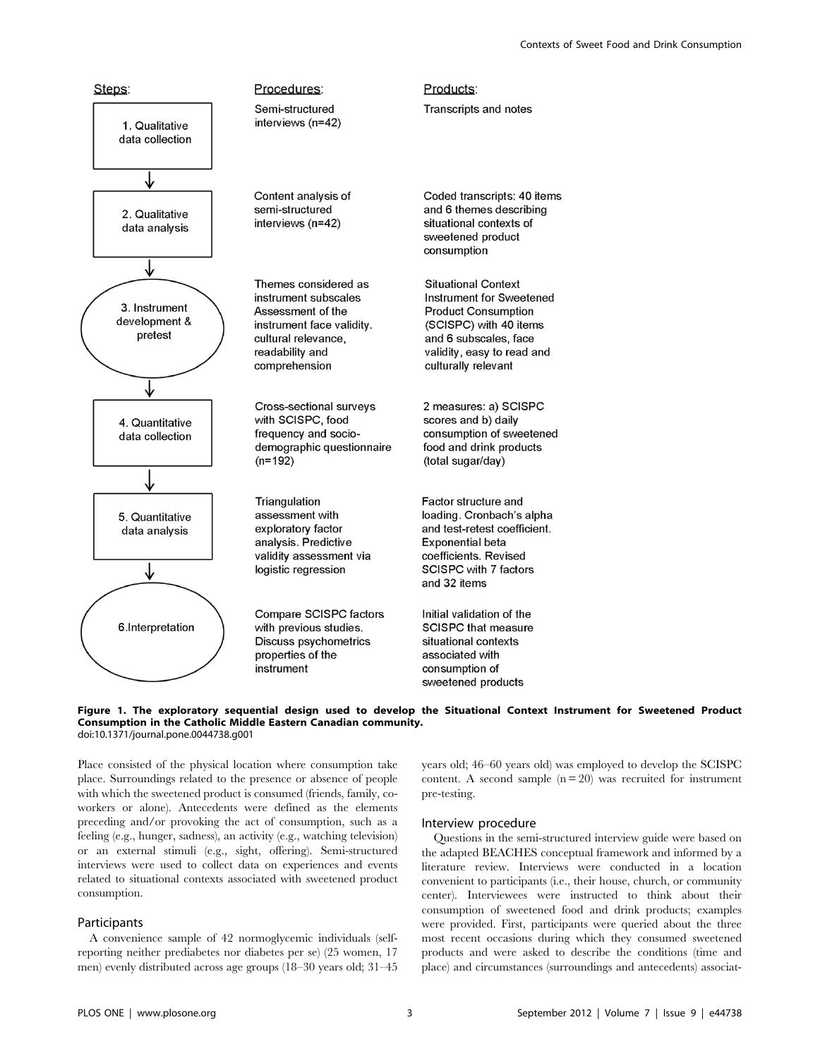| Steps: | Procedures: | Products: |
| --- | --- | --- |
| 1. Qualitative data collection | Semi-structured interviews (n=42) | Transcripts and notes |
| 2. Qualitative data analysis | Content analysis of semi-structured interviews (n=42) | Coded transcripts: 40 items and 6 themes describing situational contexts of sweetened product consumption |
| 3. Instrument development & pretest | Themes considered as instrument subscales Assessment of the instrument face validity. cultural relevance, readability and comprehension | Situational Context Instrument for Sweetened Product Consumption (SCISPC) with 40 items and 6 subscales, face validity, easy to read and culturally relevant |
| 4. Quantitative data collection | Cross-sectional surveys with SCISPC, food frequency and socio-demographic questionnaire (n=192) | 2 measures: a) SCISPC scores and b) daily consumption of sweetened food and drink products (total sugar/day) |
| 5. Quantitative data analysis | Triangulation assessment with exploratory factor analysis. Predictive validity assessment via logistic regression | Factor structure and loading. Cronbach's alpha and test-retest coefficient. Exponential beta coefficients. Revised SCISPC with 7 factors and 32 items |
| 6.Interpretation | Compare SCISPC factors with previous studies. Discuss psychometrics properties of the instrument | Initial validation of the SCISPC that measure situational contexts associated with consumption of sweetened products |

**Figure 1. The exploratory sequential design used to develop the Situational Context Instrument for Sweetened Product Consumption in the Catholic Middle Eastern Canadian community.**
doi:10.1371/journal.pone.0044738.g001

Place consisted of the physical location where consumption take place. Surroundings related to the presence or absence of people with which the sweetened product is consumed (friends, family, co-workers or alone). Antecedents were defined as the elements preceding and/or provoking the act of consumption, such as a feeling (e.g., hunger, sadness), an activity (e.g., watching television) or an external stimuli (e.g., sight, offering). Semi-structured interviews were used to collect data on experiences and events related to situational contexts associated with sweetened product consumption.

### Participants

A convenience sample of 42 normoglycemic individuals (self-reporting neither prediabetes nor diabetes per se) (25 women, 17 men) evenly distributed across age groups (18–30 years old; 31–45 years old; 46–60 years old) was employed to develop the SCISPC content. A second sample (n = 20) was recruited for instrument pre-testing.

### Interview procedure

Questions in the semi-structured interview guide were based on the adapted BEACHES conceptual framework and informed by a literature review. Interviews were conducted in a location convenient to participants (i.e., their house, church, or community center). Interviewees were instructed to think about their consumption of sweetened food and drink products; examples were provided. First, participants were queried about the three most recent occasions during which they consumed sweetened products and were asked to describe the conditions (time and place) and circumstances (surroundings and antecedents) associat-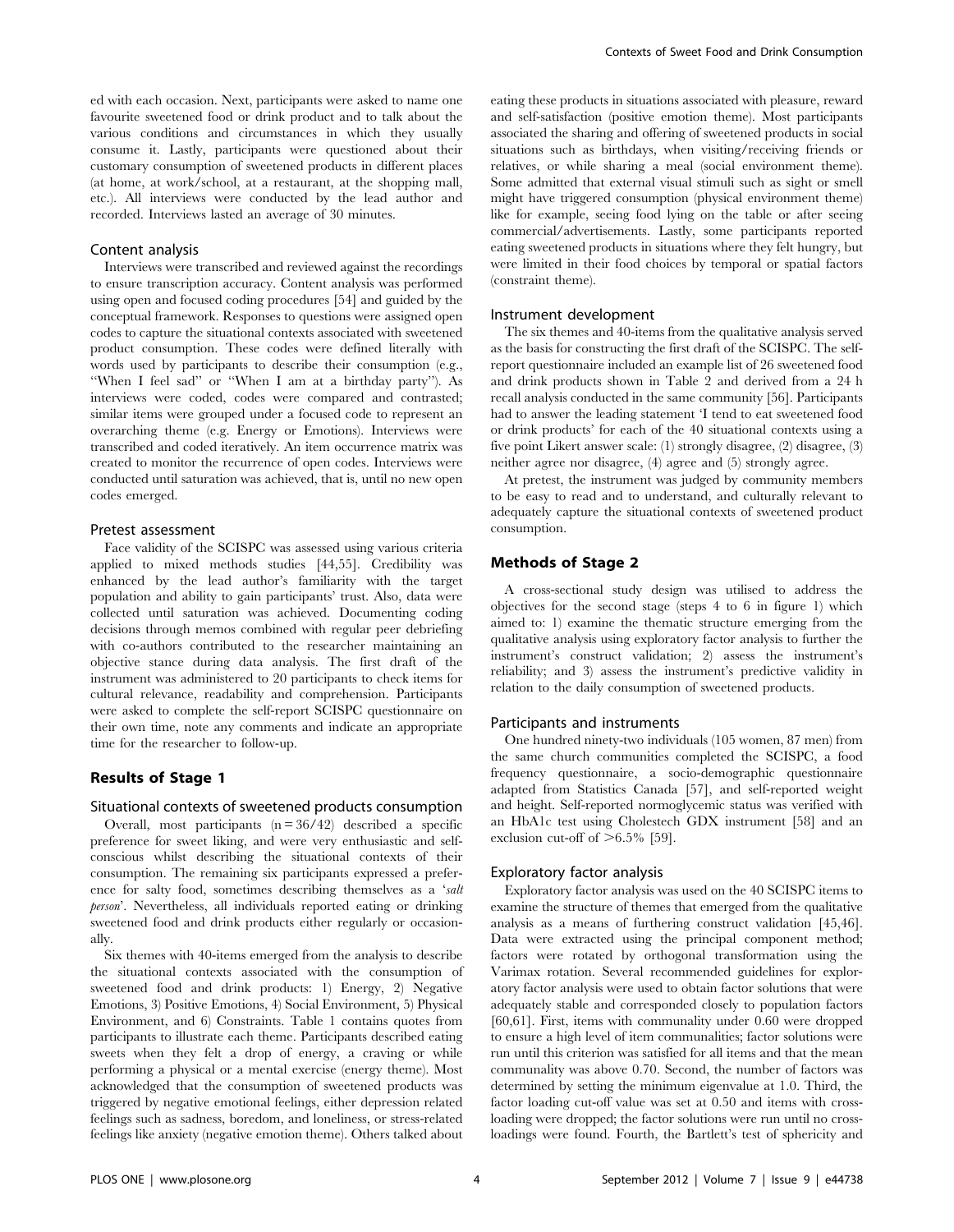ed with each occasion. Next, participants were asked to name one favourite sweetened food or drink product and to talk about the various conditions and circumstances in which they usually consume it. Lastly, participants were questioned about their customary consumption of sweetened products in different places (at home, at work/school, at a restaurant, at the shopping mall, etc.). All interviews were conducted by the lead author and recorded. Interviews lasted an average of 30 minutes.

### Content analysis

Interviews were transcribed and reviewed against the recordings to ensure transcription accuracy. Content analysis was performed using open and focused coding procedures [54] and guided by the conceptual framework. Responses to questions were assigned open codes to capture the situational contexts associated with sweetened product consumption. These codes were defined literally with words used by participants to describe their consumption (e.g., "When I feel sad" or "When I am at a birthday party"). As interviews were coded, codes were compared and contrasted; similar items were grouped under a focused code to represent an overarching theme (e.g. Energy or Emotions). Interviews were transcribed and coded iteratively. An item occurrence matrix was created to monitor the recurrence of open codes. Interviews were conducted until saturation was achieved, that is, until no new open codes emerged.

### Pretest assessment

Face validity of the SCISPC was assessed using various criteria applied to mixed methods studies [44,55]. Credibility was enhanced by the lead author's familiarity with the target population and ability to gain participants' trust. Also, data were collected until saturation was achieved. Documenting coding decisions through memos combined with regular peer debriefing with co-authors contributed to the researcher maintaining an objective stance during data analysis. The first draft of the instrument was administered to 20 participants to check items for cultural relevance, readability and comprehension. Participants were asked to complete the self-report SCISPC questionnaire on their own time, note any comments and indicate an appropriate time for the researcher to follow-up.

## Results of Stage 1

### Situational contexts of sweetened products consumption

Overall, most participants (n = 36/42) described a specific preference for sweet liking, and were very enthusiastic and self-conscious whilst describing the situational contexts of their consumption. The remaining six participants expressed a preference for salty food, sometimes describing themselves as a '*salt person*'. Nevertheless, all individuals reported eating or drinking sweetened food and drink products either regularly or occasionally.

Six themes with 40-items emerged from the analysis to describe the situational contexts associated with the consumption of sweetened food and drink products: 1) Energy, 2) Negative Emotions, 3) Positive Emotions, 4) Social Environment, 5) Physical Environment, and 6) Constraints. Table 1 contains quotes from participants to illustrate each theme. Participants described eating sweets when they felt a drop of energy, a craving or while performing a physical or a mental exercise (energy theme). Most acknowledged that the consumption of sweetened products was triggered by negative emotional feelings, either depression related feelings such as sadness, boredom, and loneliness, or stress-related feelings like anxiety (negative emotion theme). Others talked about eating these products in situations associated with pleasure, reward and self-satisfaction (positive emotion theme). Most participants associated the sharing and offering of sweetened products in social situations such as birthdays, when visiting/receiving friends or relatives, or while sharing a meal (social environment theme). Some admitted that external visual stimuli such as sight or smell might have triggered consumption (physical environment theme) like for example, seeing food lying on the table or after seeing commercial/advertisements. Lastly, some participants reported eating sweetened products in situations where they felt hungry, but were limited in their food choices by temporal or spatial factors (constraint theme).

### Instrument development

The six themes and 40-items from the qualitative analysis served as the basis for constructing the first draft of the SCISPC. The self-report questionnaire included an example list of 26 sweetened food and drink products shown in Table 2 and derived from a 24 h recall analysis conducted in the same community [56]. Participants had to answer the leading statement 'I tend to eat sweetened food or drink products' for each of the 40 situational contexts using a five point Likert answer scale: (1) strongly disagree, (2) disagree, (3) neither agree nor disagree, (4) agree and (5) strongly agree.

At pretest, the instrument was judged by community members to be easy to read and to understand, and culturally relevant to adequately capture the situational contexts of sweetened product consumption.

## Methods of Stage 2

A cross-sectional study design was utilised to address the objectives for the second stage (steps 4 to 6 in figure 1) which aimed to: 1) examine the thematic structure emerging from the qualitative analysis using exploratory factor analysis to further the instrument's construct validation; 2) assess the instrument's reliability; and 3) assess the instrument's predictive validity in relation to the daily consumption of sweetened products.

### Participants and instruments

One hundred ninety-two individuals (105 women, 87 men) from the same church communities completed the SCISPC, a food frequency questionnaire, a socio-demographic questionnaire adapted from Statistics Canada [57], and self-reported weight and height. Self-reported normoglycemic status was verified with an HbA1c test using Cholestech GDX instrument [58] and an exclusion cut-off of >6.5% [59].

### Exploratory factor analysis

Exploratory factor analysis was used on the 40 SCISPC items to examine the structure of themes that emerged from the qualitative analysis as a means of furthering construct validation [45,46]. Data were extracted using the principal component method; factors were rotated by orthogonal transformation using the Varimax rotation. Several recommended guidelines for exploratory factor analysis were used to obtain factor solutions that were adequately stable and corresponded closely to population factors [60,61]. First, items with communality under 0.60 were dropped to ensure a high level of item communalities; factor solutions were run until this criterion was satisfied for all items and that the mean communality was above 0.70. Second, the number of factors was determined by setting the minimum eigenvalue at 1.0. Third, the factor loading cut-off value was set at 0.50 and items with cross-loading were dropped; the factor solutions were run until no cross-loadings were found. Fourth, the Bartlett's test of sphericity and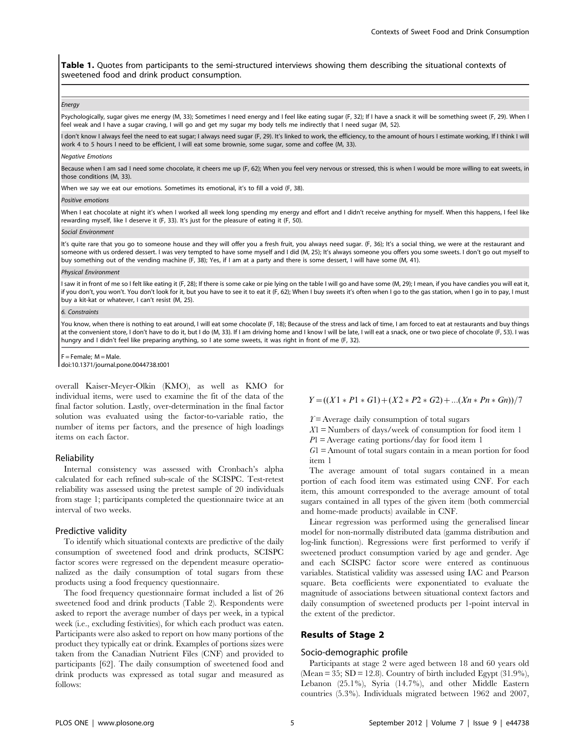**Table 1.** Quotes from participants to the semi-structured interviews showing them describing the situational contexts of sweetened food and drink product consumption.

| |
|---|
| *Energy* |
| Psychologically, sugar gives me energy (M, 33); Sometimes I need energy and I feel like eating sugar (F, 32); If I have a snack it will be something sweet (F, 29). When I feel weak and I have a sugar craving, I will go and get my sugar my body tells me indirectly that I need sugar (M, 52). |
| I don't know I always feel the need to eat sugar; I always need sugar (F, 29). It's linked to work, the efficiency, to the amount of hours I estimate working, If I think I will work 4 to 5 hours I need to be efficient, I will eat some brownie, some sugar, some and coffee (M, 33). |
| *Negative Emotions* |
| Because when I am sad I need some chocolate, it cheers me up (F, 62); When you feel very nervous or stressed, this is when I would be more willing to eat sweets, in those conditions (M, 33). |
| When we say we eat our emotions. Sometimes its emotional, it's to fill a void (F, 38). |
| *Positive emotions* |
| When I eat chocolate at night it's when I worked all week long spending my energy and effort and I didn't receive anything for myself. When this happens, I feel like rewarding myself, like I deserve it (F, 33). It's just for the pleasure of eating it (F, 50). |
| *Social Environment* |
| It's quite rare that you go to someone house and they will offer you a fresh fruit, you always need sugar. (F, 36); It's a social thing, we were at the restaurant and someone with us ordered dessert. I was very tempted to have some myself and I did (M, 25); It's always someone you offers you some sweets. I don't go out myself to buy something out of the vending machine (F, 38); Yes, if I am at a party and there is some dessert, I will have some (M, 41). |
| *Physical Environment* |
| I saw it in front of me so I felt like eating it (F, 28); If there is some cake or pie lying on the table I will go and have some (M, 29); I mean, if you have candies you will eat it, if you don't, you won't. You don't look for it, but you have to see it to eat it (F, 62); When I buy sweets it's often when I go to the gas station, when I go in to pay, I must buy a kit-kat or whatever, I can't resist (M, 25). |
| *6. Constraints* |
| You know, when there is nothing to eat around, I will eat some chocolate (F, 18); Because of the stress and lack of time, I am forced to eat at restaurants and buy things at the convenient store, I don't have to do it, but I do (M, 33). If I am driving home and I know I will be late, I will eat a snack, one or two piece of chocolate (F, 53). I was hungry and I didn't feel like preparing anything, so I ate some sweets, it was right in front of me (F, 32). |

F = Female; M = Male.
doi:10.1371/journal.pone.0044738.t001

overall Kaiser-Meyer-Olkin (KMO), as well as KMO for individual items, were used to examine the fit of the data of the final factor solution. Lastly, over-determination in the final factor solution was evaluated using the factor-to-variable ratio, the number of items per factors, and the presence of high loadings items on each factor.

### Reliability

Internal consistency was assessed with Cronbach's alpha calculated for each refined sub-scale of the SCISPC. Test-retest reliability was assessed using the pretest sample of 20 individuals from stage 1; participants completed the questionnaire twice at an interval of two weeks.

### Predictive validity

To identify which situational contexts are predictive of the daily consumption of sweetened food and drink products, SCISPC factor scores were regressed on the dependent measure operationalized as the daily consumption of total sugars from these products using a food frequency questionnaire.

The food frequency questionnaire format included a list of 26 sweetened food and drink products (Table 2). Respondents were asked to report the average number of days per week, in a typical week (i.e., excluding festivities), for which each product was eaten. Participants were also asked to report on how many portions of the product they typically eat or drink. Examples of portions sizes were taken from the Canadian Nutrient Files (CNF) and provided to participants [62]. The daily consumption of sweetened food and drink products was expressed as total sugar and measured as follows:

$$Y = ((X1 * P1 * G1) + (X2 * P2 * G2) + ...(Xn * Pn * Gn))/7$$

$Y$ = Average daily consumption of total sugars

$X1$ = Numbers of days/week of consumption for food item 1

$P1$ = Average eating portions/day for food item 1

$G1$ = Amount of total sugars contain in a mean portion for food item 1

The average amount of total sugars contained in a mean portion of each food item was estimated using CNF. For each item, this amount corresponded to the average amount of total sugars contained in all types of the given item (both commercial and home-made products) available in CNF.

Linear regression was performed using the generalised linear model for non-normally distributed data (gamma distribution and log-link function). Regressions were first performed to verify if sweetened product consumption varied by age and gender. Age and each SCISPC factor score were entered as continuous variables. Statistical validity was assessed using IAC and Pearson square. Beta coefficients were exponentiated to evaluate the magnitude of associations between situational context factors and daily consumption of sweetened products per 1-point interval in the extent of the predictor.

## Results of Stage 2

### Socio-demographic profile

Participants at stage 2 were aged between 18 and 60 years old (Mean = 35; SD = 12.8). Country of birth included Egypt (31.9%), Lebanon (25.1%), Syria (14.7%), and other Middle Eastern countries (5.3%). Individuals migrated between 1962 and 2007,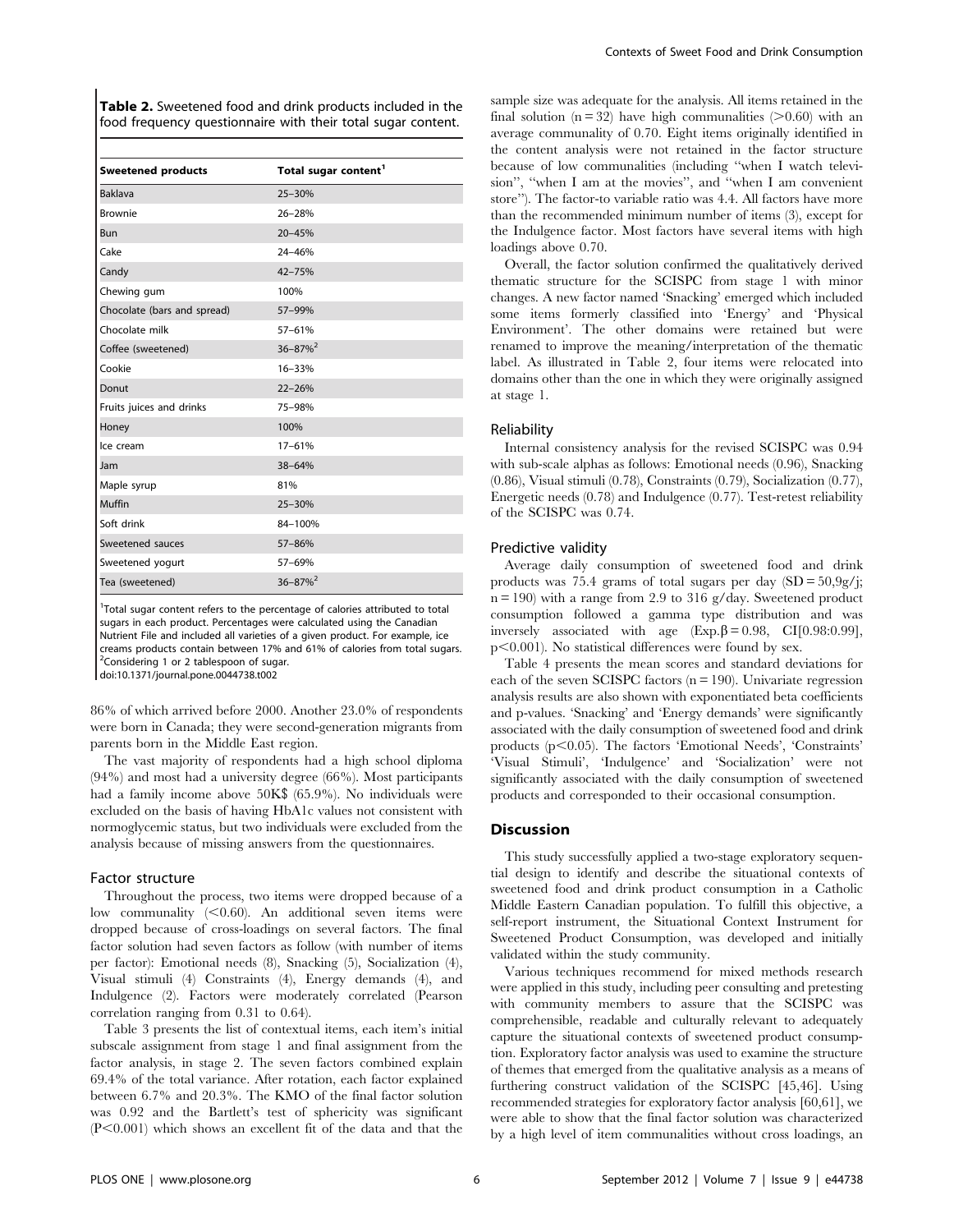**Table 2.** Sweetened food and drink products included in the food frequency questionnaire with their total sugar content.

| Sweetened products | Total sugar content[1] |
|---|---|
| Baklava | 25–30% |
| Brownie | 26–28% |
| Bun | 20–45% |
| Cake | 24–46% |
| Candy | 42–75% |
| Chewing gum | 100% |
| Chocolate (bars and spread) | 57–99% |
| Chocolate milk | 57–61% |
| Coffee (sweetened) | 36–87%[2] |
| Cookie | 16–33% |
| Donut | 22–26% |
| Fruits juices and drinks | 75–98% |
| Honey | 100% |
| Ice cream | 17–61% |
| Jam | 38–64% |
| Maple syrup | 81% |
| Muffin | 25–30% |
| Soft drink | 84–100% |
| Sweetened sauces | 57–86% |
| Sweetened yogurt | 57–69% |
| Tea (sweetened) | 36–87%[2] |

[1]Total sugar content refers to the percentage of calories attributed to total sugars in each product. Percentages were calculated using the Canadian Nutrient File and included all varieties of a given product. For example, ice creams products contain between 17% and 61% of calories from total sugars.
[2]Considering 1 or 2 tablespoon of sugar.
doi:10.1371/journal.pone.0044738.t002

86% of which arrived before 2000. Another 23.0% of respondents were born in Canada; they were second-generation migrants from parents born in the Middle East region.

The vast majority of respondents had a high school diploma (94%) and most had a university degree (66%). Most participants had a family income above 50K$ (65.9%). No individuals were excluded on the basis of having HbA1c values not consistent with normoglycemic status, but two individuals were excluded from the analysis because of missing answers from the questionnaires.

### Factor structure

Throughout the process, two items were dropped because of a low communality ($<0.60$). An additional seven items were dropped because of cross-loadings on several factors. The final factor solution had seven factors as follow (with number of items per factor): Emotional needs (8), Snacking (5), Socialization (4), Visual stimuli (4) Constraints (4), Energy demands (4), and Indulgence (2). Factors were moderately correlated (Pearson correlation ranging from 0.31 to 0.64).

Table 3 presents the list of contextual items, each item's initial subscale assignment from stage 1 and final assignment from the factor analysis, in stage 2. The seven factors combined explain 69.4% of the total variance. After rotation, each factor explained between 6.7% and 20.3%. The KMO of the final factor solution was 0.92 and the Bartlett's test of sphericity was significant ($P<0.001$) which shows an excellent fit of the data and that the sample size was adequate for the analysis. All items retained in the final solution ($n = 32$) have high communalities ($>0.60$) with an average communality of 0.70. Eight items originally identified in the content analysis were not retained in the factor structure because of low communalities (including "when I watch television", "when I am at the movies", and "when I am convenient store"). The factor-to variable ratio was 4.4. All factors have more than the recommended minimum number of items (3), except for the Indulgence factor. Most factors have several items with high loadings above 0.70.

Overall, the factor solution confirmed the qualitatively derived thematic structure for the SCISPC from stage 1 with minor changes. A new factor named 'Snacking' emerged which included some items formerly classified into 'Energy' and 'Physical Environment'. The other domains were retained but were renamed to improve the meaning/interpretation of the thematic label. As illustrated in Table 2, four items were relocated into domains other than the one in which they were originally assigned at stage 1.

### Reliability

Internal consistency analysis for the revised SCISPC was 0.94 with sub-scale alphas as follows: Emotional needs (0.96), Snacking (0.86), Visual stimuli (0.78), Constraints (0.79), Socialization (0.77), Energetic needs (0.78) and Indulgence (0.77). Test-retest reliability of the SCISPC was 0.74.

### Predictive validity

Average daily consumption of sweetened food and drink products was 75.4 grams of total sugars per day (SD = 50,9g/j; $n = 190$) with a range from 2.9 to 316 g/day. Sweetened product consumption followed a gamma type distribution and was inversely associated with age ($\text{Exp.}\beta = 0.98$, CI[0.98:0.99], $p<0.001$). No statistical differences were found by sex.

Table 4 presents the mean scores and standard deviations for each of the seven SCISPC factors ($n = 190$). Univariate regression analysis results are also shown with exponentiated beta coefficients and p-values. 'Snacking' and 'Energy demands' were significantly associated with the daily consumption of sweetened food and drink products ($p<0.05$). The factors 'Emotional Needs', 'Constraints' 'Visual Stimuli', 'Indulgence' and 'Socialization' were not significantly associated with the daily consumption of sweetened products and corresponded to their occasional consumption.

## Discussion

This study successfully applied a two-stage exploratory sequential design to identify and describe the situational contexts of sweetened food and drink product consumption in a Catholic Middle Eastern Canadian population. To fulfill this objective, a self-report instrument, the Situational Context Instrument for Sweetened Product Consumption, was developed and initially validated within the study community.

Various techniques recommend for mixed methods research were applied in this study, including peer consulting and pretesting with community members to assure that the SCISPC was comprehensible, readable and culturally relevant to adequately capture the situational contexts of sweetened product consumption. Exploratory factor analysis was used to examine the structure of themes that emerged from the qualitative analysis as a means of furthering construct validation of the SCISPC [45,46]. Using recommended strategies for exploratory factor analysis [60,61], we were able to show that the final factor solution was characterized by a high level of item communalities without cross loadings, an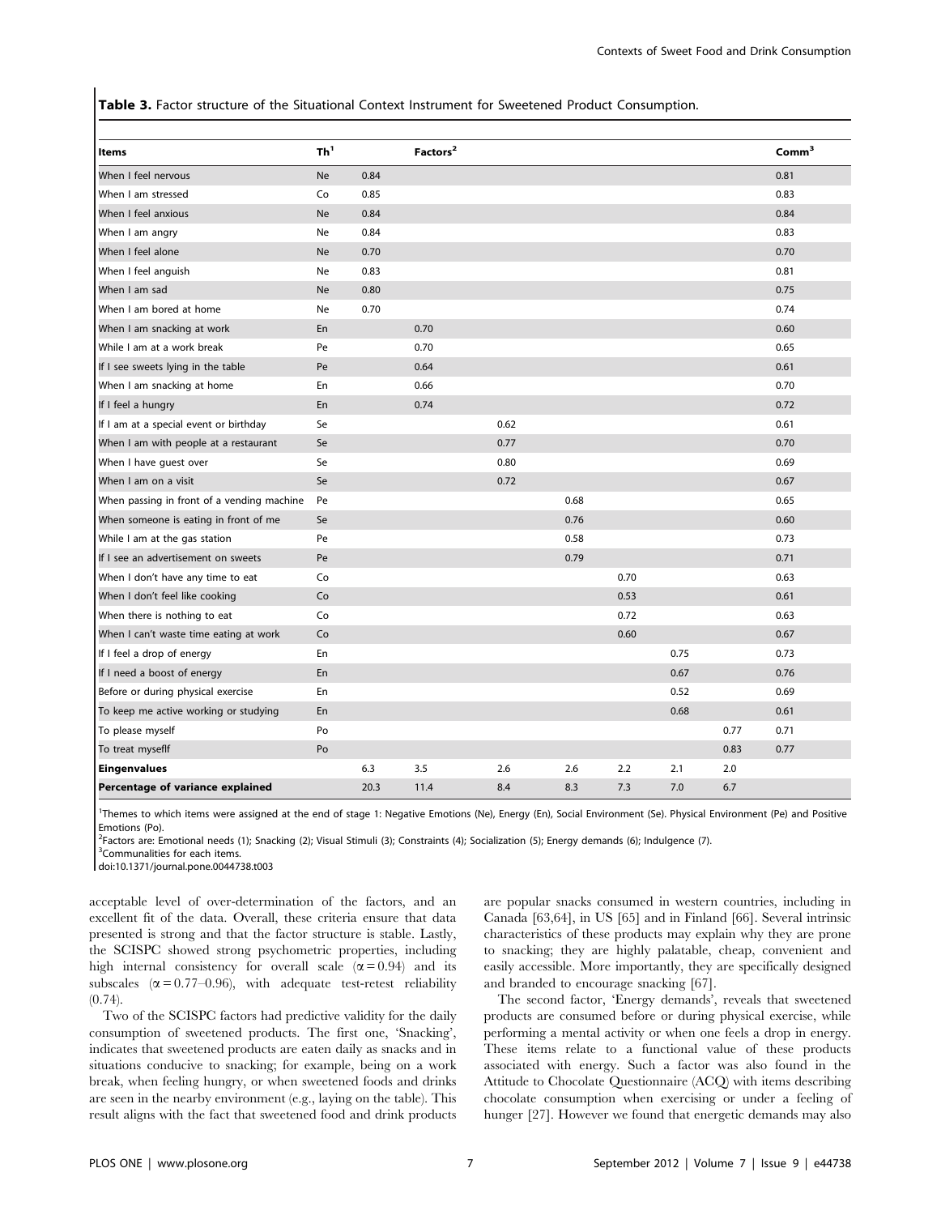**Table 3.** Factor structure of the Situational Context Instrument for Sweetened Product Consumption.

| Items | Th[1] | Factors[2] | | | | | | | Comm[3] |
|---|---|---|---|---|---|---|---|---|---|
| When I feel nervous | Ne | 0.84 | | | | | | | 0.81 |
| When I am stressed | Co | 0.85 | | | | | | | 0.83 |
| When I feel anxious | Ne | 0.84 | | | | | | | 0.84 |
| When I am angry | Ne | 0.84 | | | | | | | 0.83 |
| When I feel alone | Ne | 0.70 | | | | | | | 0.70 |
| When I feel anguish | Ne | 0.83 | | | | | | | 0.81 |
| When I am sad | Ne | 0.80 | | | | | | | 0.75 |
| When I am bored at home | Ne | 0.70 | | | | | | | 0.74 |
| When I am snacking at work | En | | 0.70 | | | | | | 0.60 |
| While I am at a work break | Pe | | 0.70 | | | | | | 0.65 |
| If I see sweets lying in the table | Pe | | 0.64 | | | | | | 0.61 |
| When I am snacking at home | En | | 0.66 | | | | | | 0.70 |
| If I feel a hungry | En | | 0.74 | | | | | | 0.72 |
| If I am at a special event or birthday | Se | | | 0.62 | | | | | 0.61 |
| When I am with people at a restaurant | Se | | | 0.77 | | | | | 0.70 |
| When I have guest over | Se | | | 0.80 | | | | | 0.69 |
| When I am on a visit | Se | | | 0.72 | | | | | 0.67 |
| When passing in front of a vending machine | Pe | | | | 0.68 | | | | 0.65 |
| When someone is eating in front of me | Se | | | | 0.76 | | | | 0.60 |
| While I am at the gas station | Pe | | | | 0.58 | | | | 0.73 |
| If I see an advertisement on sweets | Pe | | | | 0.79 | | | | 0.71 |
| When I don't have any time to eat | Co | | | | | 0.70 | | | 0.63 |
| When I don't feel like cooking | Co | | | | | 0.53 | | | 0.61 |
| When there is nothing to eat | Co | | | | | 0.72 | | | 0.63 |
| When I can't waste time eating at work | Co | | | | | 0.60 | | | 0.67 |
| If I feel a drop of energy | En | | | | | | 0.75 | | 0.73 |
| If I need a boost of energy | En | | | | | | 0.67 | | 0.76 |
| Before or during physical exercise | En | | | | | | 0.52 | | 0.69 |
| To keep me active working or studying | En | | | | | | 0.68 | | 0.61 |
| To please myself | Po | | | | | | | 0.77 | 0.71 |
| To treat myseflf | Po | | | | | | | 0.83 | 0.77 |
| **Eingenvalues** | | 6.3 | 3.5 | 2.6 | 2.6 | 2.2 | 2.1 | 2.0 | |
| **Percentage of variance explained** | | 20.3 | 11.4 | 8.4 | 8.3 | 7.3 | 7.0 | 6.7 | |

[1]Themes to which items were assigned at the end of stage 1: Negative Emotions (Ne), Energy (En), Social Environment (Se). Physical Environment (Pe) and Positive Emotions (Po).
[2]Factors are: Emotional needs (1); Snacking (2); Visual Stimuli (3); Constraints (4); Socialization (5); Energy demands (6); Indulgence (7).
[3]Communalities for each items.
doi:10.1371/journal.pone.0044738.t003

acceptable level of over-determination of the factors, and an excellent fit of the data. Overall, these criteria ensure that data presented is strong and that the factor structure is stable. Lastly, the SCISPC showed strong psychometric properties, including high internal consistency for overall scale ($\alpha = 0.94$) and its subscales ($\alpha = 0.77–0.96$), with adequate test-retest reliability (0.74).

Two of the SCISPC factors had predictive validity for the daily consumption of sweetened products. The first one, 'Snacking', indicates that sweetened products are eaten daily as snacks and in situations conducive to snacking; for example, being on a work break, when feeling hungry, or when sweetened foods and drinks are seen in the nearby environment (e.g., laying on the table). This result aligns with the fact that sweetened food and drink products are popular snacks consumed in western countries, including in Canada [63,64], in US [65] and in Finland [66]. Several intrinsic characteristics of these products may explain why they are prone to snacking; they are highly palatable, cheap, convenient and easily accessible. More importantly, they are specifically designed and branded to encourage snacking [67].

The second factor, 'Energy demands', reveals that sweetened products are consumed before or during physical exercise, while performing a mental activity or when one feels a drop in energy. These items relate to a functional value of these products associated with energy. Such a factor was also found in the Attitude to Chocolate Questionnaire (ACQ) with items describing chocolate consumption when exercising or under a feeling of hunger [27]. However we found that energetic demands may also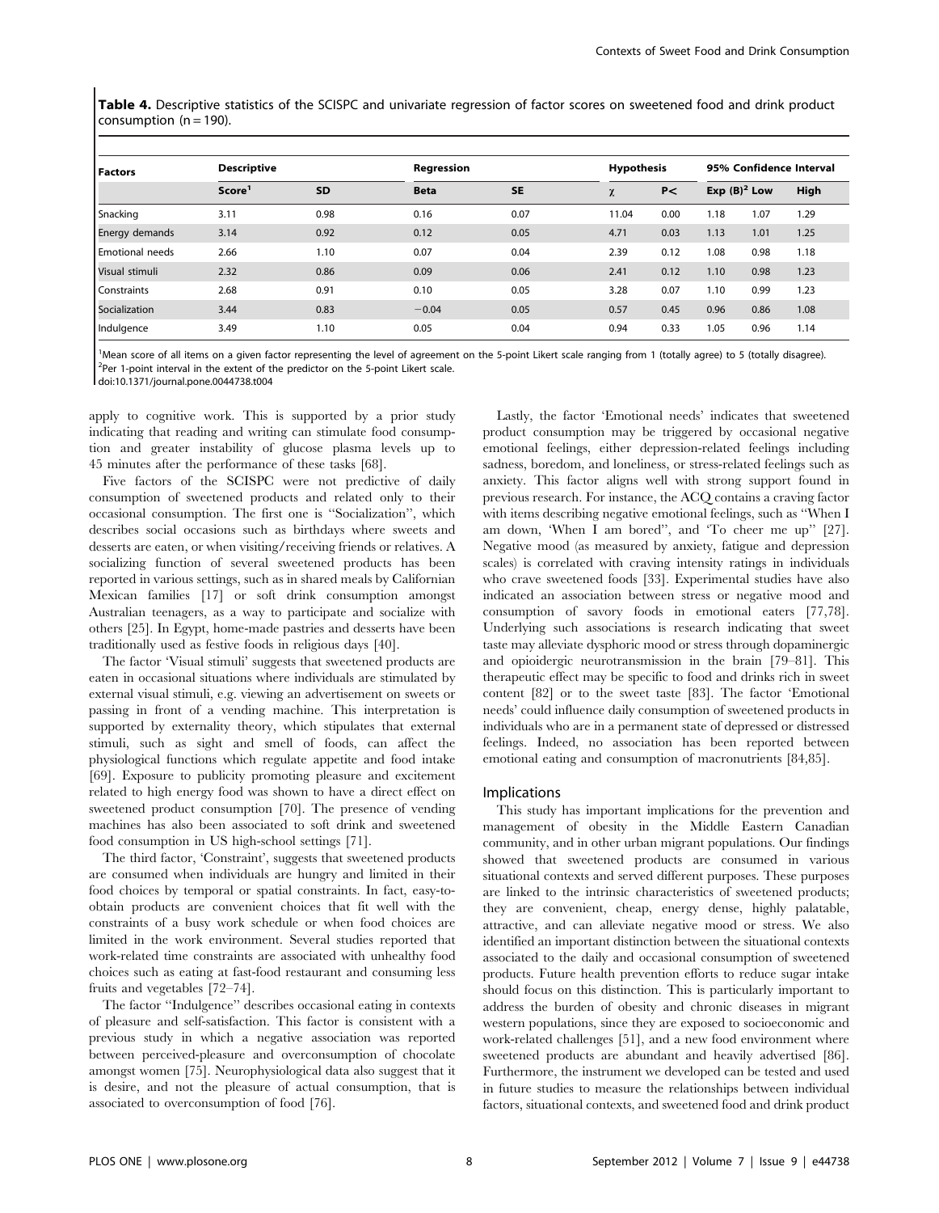**Table 4.** Descriptive statistics of the SCISPC and univariate regression of factor scores on sweetened food and drink product consumption (n = 190).

| Factors | Descriptive | | Regression | | Hypothesis | | 95% Confidence Interval | | |
|---|---|---|---|---|---|---|---|---|---|
| | Score[1] | SD | Beta | SE | $\chi$ | P< | Exp (B)[2] | Low | High |
| Snacking | 3.11 | 0.98 | 0.16 | 0.07 | 11.04 | 0.00 | 1.18 | 1.07 | 1.29 |
| Energy demands | 3.14 | 0.92 | 0.12 | 0.05 | 4.71 | 0.03 | 1.13 | 1.01 | 1.25 |
| Emotional needs | 2.66 | 1.10 | 0.07 | 0.04 | 2.39 | 0.12 | 1.08 | 0.98 | 1.18 |
| Visual stimuli | 2.32 | 0.86 | 0.09 | 0.06 | 2.41 | 0.12 | 1.10 | 0.98 | 1.23 |
| Constraints | 2.68 | 0.91 | 0.10 | 0.05 | 3.28 | 0.07 | 1.10 | 0.99 | 1.23 |
| Socialization | 3.44 | 0.83 | −0.04 | 0.05 | 0.57 | 0.45 | 0.96 | 0.86 | 1.08 |
| Indulgence | 3.49 | 1.10 | 0.05 | 0.04 | 0.94 | 0.33 | 1.05 | 0.96 | 1.14 |

[1]Mean score of all items on a given factor representing the level of agreement on the 5-point Likert scale ranging from 1 (totally agree) to 5 (totally disagree).
[2]Per 1-point interval in the extent of the predictor on the 5-point Likert scale.
doi:10.1371/journal.pone.0044738.t004

apply to cognitive work. This is supported by a prior study indicating that reading and writing can stimulate food consumption and greater instability of glucose plasma levels up to 45 minutes after the performance of these tasks [68].

Five factors of the SCISPC were not predictive of daily consumption of sweetened products and related only to their occasional consumption. The first one is "Socialization", which describes social occasions such as birthdays where sweets and desserts are eaten, or when visiting/receiving friends or relatives. A socializing function of several sweetened products has been reported in various settings, such as in shared meals by Californian Mexican families [17] or soft drink consumption amongst Australian teenagers, as a way to participate and socialize with others [25]. In Egypt, home-made pastries and desserts have been traditionally used as festive foods in religious days [40].

The factor 'Visual stimuli' suggests that sweetened products are eaten in occasional situations where individuals are stimulated by external visual stimuli, e.g. viewing an advertisement on sweets or passing in front of a vending machine. This interpretation is supported by externality theory, which stipulates that external stimuli, such as sight and smell of foods, can affect the physiological functions which regulate appetite and food intake [69]. Exposure to publicity promoting pleasure and excitement related to high energy food was shown to have a direct effect on sweetened product consumption [70]. The presence of vending machines has also been associated to soft drink and sweetened food consumption in US high-school settings [71].

The third factor, 'Constraint', suggests that sweetened products are consumed when individuals are hungry and limited in their food choices by temporal or spatial constraints. In fact, easy-to-obtain products are convenient choices that fit well with the constraints of a busy work schedule or when food choices are limited in the work environment. Several studies reported that work-related time constraints are associated with unhealthy food choices such as eating at fast-food restaurant and consuming less fruits and vegetables [72–74].

The factor "Indulgence" describes occasional eating in contexts of pleasure and self-satisfaction. This factor is consistent with a previous study in which a negative association was reported between perceived-pleasure and overconsumption of chocolate amongst women [75]. Neurophysiological data also suggest that it is desire, and not the pleasure of actual consumption, that is associated to overconsumption of food [76].

Lastly, the factor 'Emotional needs' indicates that sweetened product consumption may be triggered by occasional negative emotional feelings, either depression-related feelings including sadness, boredom, and loneliness, or stress-related feelings such as anxiety. This factor aligns well with strong support found in previous research. For instance, the ACQ contains a craving factor with items describing negative emotional feelings, such as "When I am down, 'When I am bored", and 'To cheer me up" [27]. Negative mood (as measured by anxiety, fatigue and depression scales) is correlated with craving intensity ratings in individuals who crave sweetened foods [33]. Experimental studies have also indicated an association between stress or negative mood and consumption of savory foods in emotional eaters [77,78]. Underlying such associations is research indicating that sweet taste may alleviate dysphoric mood or stress through dopaminergic and opioidergic neurotransmission in the brain [79–81]. This therapeutic effect may be specific to food and drinks rich in sweet content [82] or to the sweet taste [83]. The factor 'Emotional needs' could influence daily consumption of sweetened products in individuals who are in a permanent state of depressed or distressed feelings. Indeed, no association has been reported between emotional eating and consumption of macronutrients [84,85].

## Implications

This study has important implications for the prevention and management of obesity in the Middle Eastern Canadian community, and in other urban migrant populations. Our findings showed that sweetened products are consumed in various situational contexts and served different purposes. These purposes are linked to the intrinsic characteristics of sweetened products; they are convenient, cheap, energy dense, highly palatable, attractive, and can alleviate negative mood or stress. We also identified an important distinction between the situational contexts associated to the daily and occasional consumption of sweetened products. Future health prevention efforts to reduce sugar intake should focus on this distinction. This is particularly important to address the burden of obesity and chronic diseases in migrant western populations, since they are exposed to socioeconomic and work-related challenges [51], and a new food environment where sweetened products are abundant and heavily advertised [86]. Furthermore, the instrument we developed can be tested and used in future studies to measure the relationships between individual factors, situational contexts, and sweetened food and drink product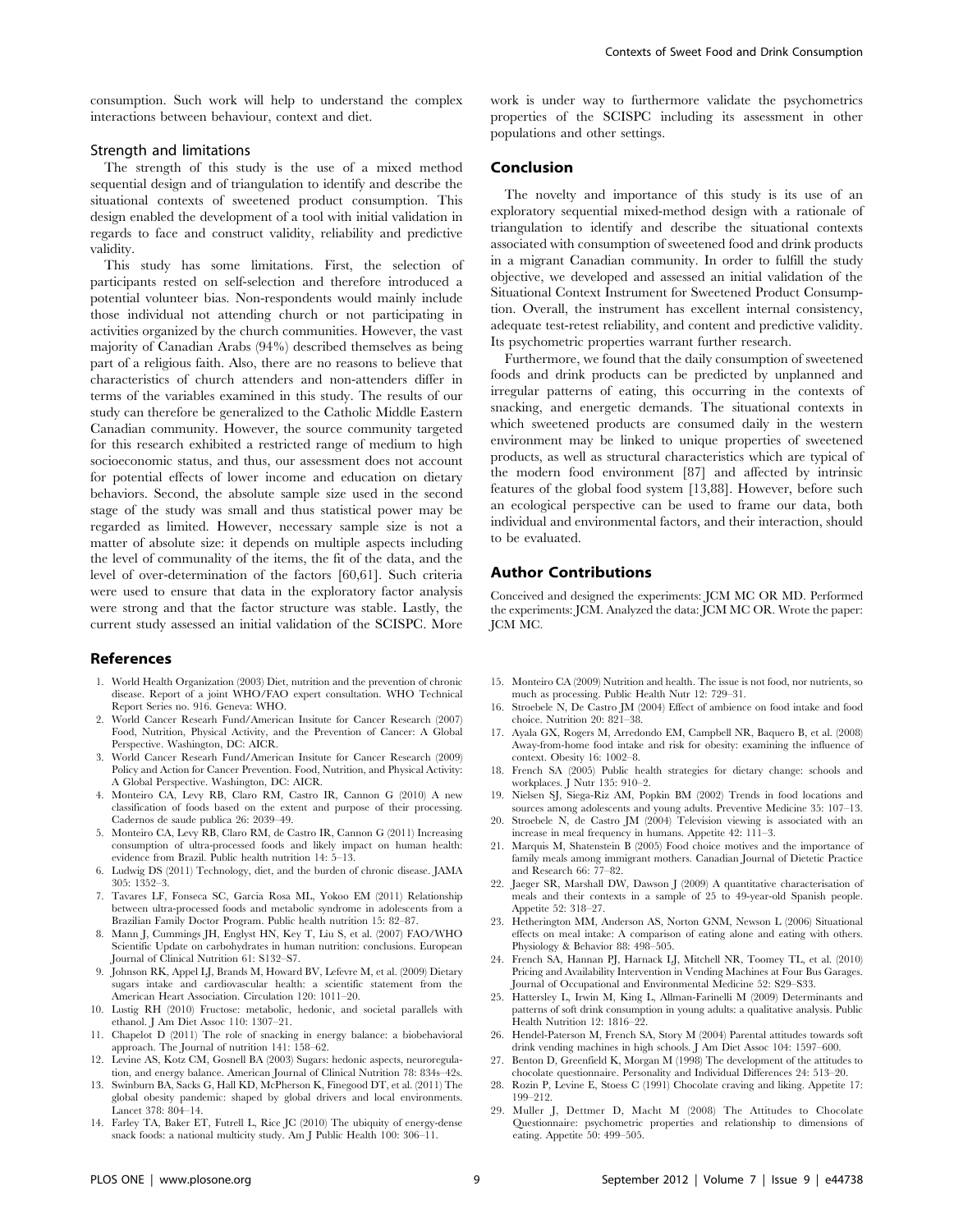consumption. Such work will help to understand the complex interactions between behaviour, context and diet.

### Strength and limitations

The strength of this study is the use of a mixed method sequential design and of triangulation to identify and describe the situational contexts of sweetened product consumption. This design enabled the development of a tool with initial validation in regards to face and construct validity, reliability and predictive validity.

This study has some limitations. First, the selection of participants rested on self-selection and therefore introduced a potential volunteer bias. Non-respondents would mainly include those individual not attending church or not participating in activities organized by the church communities. However, the vast majority of Canadian Arabs (94%) described themselves as being part of a religious faith. Also, there are no reasons to believe that characteristics of church attenders and non-attenders differ in terms of the variables examined in this study. The results of our study can therefore be generalized to the Catholic Middle Eastern Canadian community. However, the source community targeted for this research exhibited a restricted range of medium to high socioeconomic status, and thus, our assessment does not account for potential effects of lower income and education on dietary behaviors. Second, the absolute sample size used in the second stage of the study was small and thus statistical power may be regarded as limited. However, necessary sample size is not a matter of absolute size: it depends on multiple aspects including the level of communality of the items, the fit of the data, and the level of over-determination of the factors [60,61]. Such criteria were used to ensure that data in the exploratory factor analysis were strong and that the factor structure was stable. Lastly, the current study assessed an initial validation of the SCISPC. More work is under way to furthermore validate the psychometrics properties of the SCISPC including its assessment in other populations and other settings.

## Conclusion

The novelty and importance of this study is its use of an exploratory sequential mixed-method design with a rationale of triangulation to identify and describe the situational contexts associated with consumption of sweetened food and drink products in a migrant Canadian community. In order to fulfill the study objective, we developed and assessed an initial validation of the Situational Context Instrument for Sweetened Product Consumption. Overall, the instrument has excellent internal consistency, adequate test-retest reliability, and content and predictive validity. Its psychometric properties warrant further research.

Furthermore, we found that the daily consumption of sweetened foods and drink products can be predicted by unplanned and irregular patterns of eating, this occurring in the contexts of snacking, and energetic demands. The situational contexts in which sweetened products are consumed daily in the western environment may be linked to unique properties of sweetened products, as well as structural characteristics which are typical of the modern food environment [87] and affected by intrinsic features of the global food system [13,88]. However, before such an ecological perspective can be used to frame our data, both individual and environmental factors, and their interaction, should to be evaluated.

## Author Contributions

Conceived and designed the experiments: JCM MC OR MD. Performed the experiments: JCM. Analyzed the data: JCM MC OR. Wrote the paper: JCM MC.

## References

1. World Health Organization (2003) Diet, nutrition and the prevention of chronic disease. Report of a joint WHO/FAO expert consultation. WHO Technical Report Series no. 916. Geneva: WHO.
2. World Cancer Researh Fund/American Insitute for Cancer Research (2007) Food, Nutrition, Physical Activity, and the Prevention of Cancer: A Global Perspective. Washington, DC: AICR.
3. World Cancer Researh Fund/American Insitute for Cancer Research (2009) Policy and Action for Cancer Prevention. Food, Nutrition, and Physical Activity: A Global Perspective. Washington, DC: AICR.
4. Monteiro CA, Levy RB, Claro RM, Castro IR, Cannon G (2010) A new classification of foods based on the extent and purpose of their processing. Cadernos de saude publica 26: 2039–49.
5. Monteiro CA, Levy RB, Claro RM, de Castro IR, Cannon G (2011) Increasing consumption of ultra-processed foods and likely impact on human health: evidence from Brazil. Public health nutrition 14: 5–13.
6. Ludwig DS (2011) Technology, diet, and the burden of chronic disease. JAMA 305: 1352–3.
7. Tavares LF, Fonseca SC, Garcia Rosa ML, Yokoo EM (2011) Relationship between ultra-processed foods and metabolic syndrome in adolescents from a Brazilian Family Doctor Program. Public health nutrition 15: 82–87.
8. Mann J, Cummings JH, Englyst HN, Key T, Liu S, et al. (2007) FAO/WHO Scientific Update on carbohydrates in human nutrition: conclusions. European Journal of Clinical Nutrition 61: S132–S7.
9. Johnson RK, Appel LJ, Brands M, Howard BV, Lefevre M, et al. (2009) Dietary sugars intake and cardiovascular health: a scientific statement from the American Heart Association. Circulation 120: 1011–20.
10. Lustig RH (2010) Fructose: metabolic, hedonic, and societal parallels with ethanol. J Am Diet Assoc 110: 1307–21.
11. Chapelot D (2011) The role of snacking in energy balance: a biobehavioral approach. The Journal of nutrition 141: 158–62.
12. Levine AS, Kotz CM, Gosnell BA (2003) Sugars: hedonic aspects, neuroregulation, and energy balance. American Journal of Clinical Nutrition 78: 834s–42s.
13. Swinburn BA, Sacks G, Hall KD, McPherson K, Finegood DT, et al. (2011) The global obesity pandemic: shaped by global drivers and local environments. Lancet 378: 804–14.
14. Farley TA, Baker ET, Futrell L, Rice JC (2010) The ubiquity of energy-dense snack foods: a national multicity study. Am J Public Health 100: 306–11.
15. Monteiro CA (2009) Nutrition and health. The issue is not food, nor nutrients, so much as processing. Public Health Nutr 12: 729–31.
16. Stroebele N, De Castro JM (2004) Effect of ambience on food intake and food choice. Nutrition 20: 821–38.
17. Ayala GX, Rogers M, Arredondo EM, Campbell NR, Baquero B, et al. (2008) Away-from-home food intake and risk for obesity: examining the influence of context. Obesity 16: 1002–8.
18. French SA (2005) Public health strategies for dietary change: schools and workplaces. J Nutr 135: 910–2.
19. Nielsen SJ, Siega-Riz AM, Popkin BM (2002) Trends in food locations and sources among adolescents and young adults. Preventive Medicine 35: 107–13.
20. Stroebele N, de Castro JM (2004) Television viewing is associated with an increase in meal frequency in humans. Appetite 42: 111–3.
21. Marquis M, Shatenstein B (2005) Food choice motives and the importance of family meals among immigrant mothers. Canadian Journal of Dietetic Practice and Research 66: 77–82.
22. Jaeger SR, Marshall DW, Dawson J (2009) A quantitative characterisation of meals and their contexts in a sample of 25 to 49-year-old Spanish people. Appetite 52: 318–27.
23. Hetherington MM, Anderson AS, Norton GNM, Newson L (2006) Situational effects on meal intake: A comparison of eating alone and eating with others. Physiology & Behavior 88: 498–505.
24. French SA, Hannan PJ, Harnack LJ, Mitchell NR, Toomey TL, et al. (2010) Pricing and Availability Intervention in Vending Machines at Four Bus Garages. Journal of Occupational and Environmental Medicine 52: S29–S33.
25. Hattersley L, Irwin M, King L, Allman-Farinelli M (2009) Determinants and patterns of soft drink consumption in young adults: a qualitative analysis. Public Health Nutrition 12: 1816–22.
26. Hendel-Paterson M, French SA, Story M (2004) Parental attitudes towards soft drink vending machines in high schools. J Am Diet Assoc 104: 1597–600.
27. Benton D, Greenfield K, Morgan M (1998) The development of the attitudes to chocolate questionnaire. Personality and Individual Differences 24: 513–20.
28. Rozin P, Levine E, Stoess C (1991) Chocolate craving and liking. Appetite 17: 199–212.
29. Muller J, Dettmer D, Macht M (2008) The Attitudes to Chocolate Questionnaire: psychometric properties and relationship to dimensions of eating. Appetite 50: 499–505.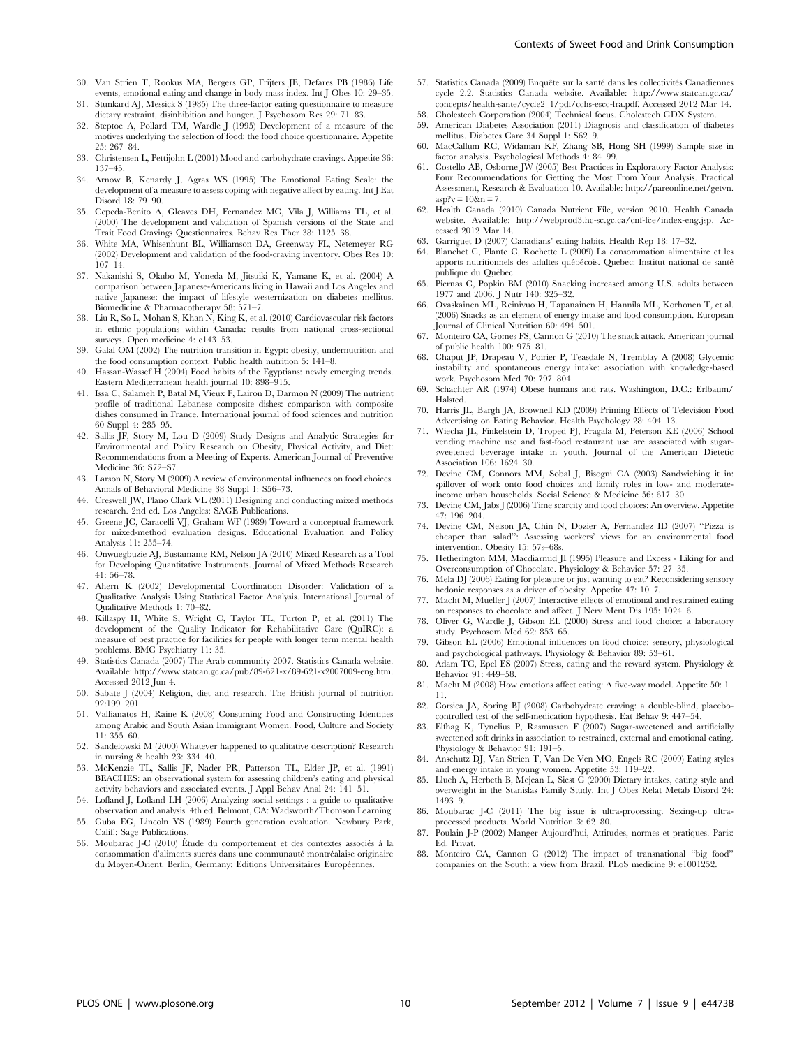30. Van Strien T, Rookus MA, Bergers GP, Frijters JE, Defares PB (1986) Life events, emotional eating and change in body mass index. Int J Obes 10: 29–35.
31. Stunkard AJ, Messick S (1985) The three-factor eating questionnaire to measure dietary restraint, disinhibition and hunger. J Psychosom Res 29: 71–83.
32. Steptoe A, Pollard TM, Wardle J (1995) Development of a measure of the motives underlying the selection of food: the food choice questionnaire. Appetite 25: 267–84.
33. Christensen L, Pettijohn L (2001) Mood and carbohydrate cravings. Appetite 36: 137–45.
34. Arnow B, Kenardy J, Agras WS (1995) The Emotional Eating Scale: the development of a measure to assess coping with negative affect by eating. Int J Eat Disord 18: 79–90.
35. Cepeda-Benito A, Gleaves DH, Fernandez MC, Vila J, Williams TL, et al. (2000) The development and validation of Spanish versions of the State and Trait Food Cravings Questionnaires. Behav Res Ther 38: 1125–38.
36. White MA, Whisenhunt BL, Williamson DA, Greenway FL, Netemeyer RG (2002) Development and validation of the food-craving inventory. Obes Res 10: 107–14.
37. Nakanishi S, Okubo M, Yoneda M, Jitsuiki K, Yamane K, et al. (2004) A comparison between Japanese-Americans living in Hawaii and Los Angeles and native Japanese: the impact of lifestyle westernization on diabetes mellitus. Biomedicine & Pharmacotherapy 58: 571–7.
38. Liu R, So L, Mohan S, Khan N, King K, et al. (2010) Cardiovascular risk factors in ethnic populations within Canada: results from national cross-sectional surveys. Open medicine 4: e143–53.
39. Galal OM (2002) The nutrition transition in Egypt: obesity, undernutrition and the food consumption context. Public health nutrition 5: 141–8.
40. Hassan-Wassef H (2004) Food habits of the Egyptians: newly emerging trends. Eastern Mediterranean health journal 10: 898–915.
41. Issa C, Salameh P, Batal M, Vieux F, Lairon D, Darmon N (2009) The nutrient profile of traditional Lebanese composite dishes: comparison with composite dishes consumed in France. International journal of food sciences and nutrition 60 Suppl 4: 285–95.
42. Sallis JF, Story M, Lou D (2009) Study Designs and Analytic Strategies for Environmental and Policy Research on Obesity, Physical Activity, and Diet: Recommendations from a Meeting of Experts. American Journal of Preventive Medicine 36: S72–S7.
43. Larson N, Story M (2009) A review of environmental influences on food choices. Annals of Behavioral Medicine 38 Suppl 1: S56–73.
44. Creswell JW, Plano Clark VL (2011) Designing and conducting mixed methods research. 2nd ed. Los Angeles: SAGE Publications.
45. Greene JC, Caracelli VJ, Graham WF (1989) Toward a conceptual framework for mixed-method evaluation designs. Educational Evaluation and Policy Analysis 11: 255–74.
46. Onwuegbuzie AJ, Bustamante RM, Nelson JA (2010) Mixed Research as a Tool for Developing Quantitative Instruments. Journal of Mixed Methods Research 41: 56–78.
47. Ahern K (2002) Developmental Coordination Disorder: Validation of a Qualitative Analysis Using Statistical Factor Analysis. International Journal of Qualitative Methods 1: 70–82.
48. Killaspy H, White S, Wright C, Taylor TL, Turton P, et al. (2011) The development of the Quality Indicator for Rehabilitative Care (QuIRC): a measure of best practice for facilities for people with longer term mental health problems. BMC Psychiatry 11: 35.
49. Statistics Canada (2007) The Arab community 2007. Statistics Canada website. Available: http://www.statcan.gc.ca/pub/89-621-x/89-621-x2007009-eng.htm. Accessed 2012 Jun 4.
50. Sabate J (2004) Religion, diet and research. The British journal of nutrition 92:199–201.
51. Vallianatos H, Raine K (2008) Consuming Food and Constructing Identities among Arabic and South Asian Immigrant Women. Food, Culture and Society 11: 355–60.
52. Sandelowski M (2000) Whatever happened to qualitative description? Research in nursing & health 23: 334–40.
53. McKenzie TL, Sallis JF, Nader PR, Patterson TL, Elder JP, et al. (1991) BEACHES: an observational system for assessing children's eating and physical activity behaviors and associated events. J Appl Behav Anal 24: 141–51.
54. Lofland J, Lofland LH (2006) Analyzing social settings : a guide to qualitative observation and analysis. 4th ed. Belmont, CA: Wadsworth/Thomson Learning.
55. Guba EG, Lincoln YS (1989) Fourth generation evaluation. Newbury Park, Calif.: Sage Publications.
56. Moubarac J-C (2010) Étude du comportement et des contextes associés à la consommation d'aliments sucrés dans une communauté montréalaise originaire du Moyen-Orient. Berlin, Germany: Editions Universitaires Européennes.
57. Statistics Canada (2009) Enquête sur la santé dans les collectivités Canadiennes cycle 2.2. Statistics Canada website. Available: http://www.statcan.gc.ca/concepts/health-sante/cycle2_1/pdf/cchs-escc-fra.pdf. Accessed 2012 Mar 14.
58. Cholestech Corporation (2004) Technical focus. Cholestech GDX System.
59. American Diabetes Association (2011) Diagnosis and classification of diabetes mellitus. Diabetes Care 34 Suppl 1: S62–9.
60. MacCallum RC, Widaman KF, Zhang SB, Hong SH (1999) Sample size in factor analysis. Psychological Methods 4: 84–99.
61. Costello AB, Osborne JW (2005) Best Practices in Exploratory Factor Analysis: Four Recommendations for Getting the Most From Your Analysis. Practical Assessment, Research & Evaluation 10. Available: http://pareonline.net/getvn.asp?v = 10&n = 7.
62. Health Canada (2010) Canada Nutrient File, version 2010. Health Canada website. Available: http://webprod3.hc-sc.gc.ca/cnf-fce/index-eng.jsp. Accessed 2012 Mar 14.
63. Garriguet D (2007) Canadians' eating habits. Health Rep 18: 17–32.
64. Blanchet C, Plante C, Rochette L (2009) La consommation alimentaire et les apports nutritionnels des adultes québécois. Quebec: Institut national de santé publique du Québec.
65. Piernas C, Popkin BM (2010) Snacking increased among U.S. adults between 1977 and 2006. J Nutr 140: 325–32.
66. Ovaskainen ML, Reinivuo H, Tapanainen H, Hannila ML, Korhonen T, et al. (2006) Snacks as an element of energy intake and food consumption. European Journal of Clinical Nutrition 60: 494–501.
67. Monteiro CA, Gomes FS, Cannon G (2010) The snack attack. American journal of public health 100: 975–81.
68. Chaput JP, Drapeau V, Poirier P, Teasdale N, Tremblay A (2008) Glycemic instability and spontaneous energy intake: association with knowledge-based work. Psychosom Med 70: 797–804.
69. Schachter AR (1974) Obese humans and rats. Washington, D.C.: Erlbaum/Halsted.
70. Harris JL, Bargh JA, Brownell KD (2009) Priming Effects of Television Food Advertising on Eating Behavior. Health Psychology 28: 404–13.
71. Wiecha JL, Finkelstein D, Troped PJ, Fragala M, Peterson KE (2006) School vending machine use and fast-food restaurant use are associated with sugar-sweetened beverage intake in youth. Journal of the American Dietetic Association 106: 1624–30.
72. Devine CM, Connors MM, Sobal J, Bisogni CA (2003) Sandwiching it in: spillover of work onto food choices and family roles in low- and moderate-income urban households. Social Science & Medicine 56: 617–30.
73. Devine CM, Jabs J (2006) Time scarcity and food choices: An overview. Appetite 47: 196–204.
74. Devine CM, Nelson JA, Chin N, Dozier A, Fernandez ID (2007) ''Pizza is cheaper than salad'': Assessing workers' views for an environmental food intervention. Obesity 15: 57s–68s.
75. Hetherington MM, Macdiarmid JI (1995) Pleasure and Excess - Liking for and Overconsumption of Chocolate. Physiology & Behavior 57: 27–35.
76. Mela DJ (2006) Eating for pleasure or just wanting to eat? Reconsidering sensory hedonic responses as a driver of obesity. Appetite 47: 10–7.
77. Macht M, Mueller J (2007) Interactive effects of emotional and restrained eating on responses to chocolate and affect. J Nerv Ment Dis 195: 1024–6.
78. Oliver G, Wardle J, Gibson EL (2000) Stress and food choice: a laboratory study. Psychosom Med 62: 853–65.
79. Gibson EL (2006) Emotional influences on food choice: sensory, physiological and psychological pathways. Physiology & Behavior 89: 53–61.
80. Adam TC, Epel ES (2007) Stress, eating and the reward system. Physiology & Behavior 91: 449–58.
81. Macht M (2008) How emotions affect eating: A five-way model. Appetite 50: 1–11.
82. Corsica JA, Spring BJ (2008) Carbohydrate craving: a double-blind, placebo-controlled test of the self-medication hypothesis. Eat Behav 9: 447–54.
83. Elfhag K, Tynelius P, Rasmussen F (2007) Sugar-sweetened and artificially sweetened soft drinks in association to restrained, external and emotional eating. Physiology & Behavior 91: 191–5.
84. Anschutz DJ, Van Strien T, Van De Ven MO, Engels RC (2009) Eating styles and energy intake in young women. Appetite 53: 119–22.
85. Lluch A, Herbeth B, Mejean L, Siest G (2000) Dietary intakes, eating style and overweight in the Stanislas Family Study. Int J Obes Relat Metab Disord 24: 1493–9.
86. Moubarac J-C (2011) The big issue is ultra-processing. Sexing-up ultra-processed products. World Nutrition 3: 62–80.
87. Poulain J-P (2002) Manger Aujourd'hui, Attitudes, normes et pratiques. Paris: Ed. Privat.
88. Monteiro CA, Cannon G (2012) The impact of transnational ''big food'' companies on the South: a view from Brazil. PLoS medicine 9: e1001252.